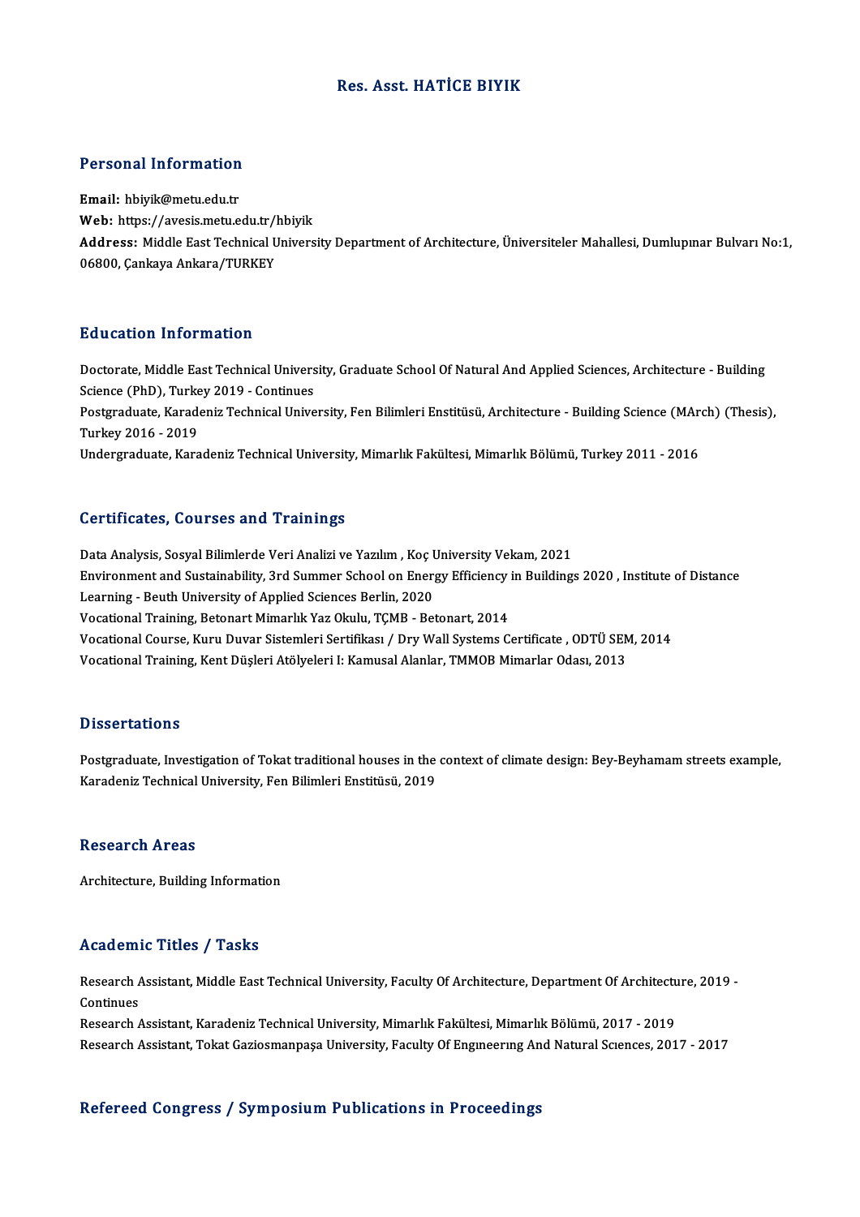# Res. Asst. HATİCE BIYIK

## Personal Information

**Email:** hbiyik@metu.edu.tr
**Web:** https://avesis.metu.edu.tr/hbiyik
**Address:** Middle East Technical University Department of Architecture, Üniversiteler Mahallesi, Dumlupınar Bulvarı No:1, 06800, Çankaya Ankara/TURKEY

## Education Information

Doctorate, Middle East Technical University, Graduate School Of Natural And Applied Sciences, Architecture - Building Science (PhD), Turkey 2019 - Continues
Postgraduate, Karadeniz Technical University, Fen Bilimleri Enstitüsü, Architecture - Building Science (MArch) (Thesis), Turkey 2016 - 2019
Undergraduate, Karadeniz Technical University, Mimarlık Fakültesi, Mimarlık Bölümü, Turkey 2011 - 2016

## Certificates, Courses and Trainings

Data Analysis, Sosyal Bilimlerde Veri Analizi ve Yazılım , Koç University Vekam, 2021
Environment and Sustainability, 3rd Summer School on Energy Efficiency in Buildings 2020 , Institute of Distance Learning - Beuth University of Applied Sciences Berlin, 2020
Vocational Training, Betonart Mimarlık Yaz Okulu, TÇMB - Betonart, 2014
Vocational Course, Kuru Duvar Sistemleri Sertifikası / Dry Wall Systems Certificate , ODTÜ SEM, 2014
Vocational Training, Kent Düşleri Atölyeleri I: Kamusal Alanlar, TMMOB Mimarlar Odası, 2013

## Dissertations

Postgraduate, Investigation of Tokat traditional houses in the context of climate design: Bey-Beyhamam streets example, Karadeniz Technical University, Fen Bilimleri Enstitüsü, 2019

## Research Areas

Architecture, Building Information

## Academic Titles / Tasks

Research Assistant, Middle East Technical University, Faculty Of Architecture, Department Of Architecture, 2019 - Continues
Research Assistant, Karadeniz Technical University, Mimarlık Fakültesi, Mimarlık Bölümü, 2017 - 2019
Research Assistant, Tokat Gaziosmanpaşa University, Faculty Of Engıneerıng And Natural Scıences, 2017 - 2017

## Refereed Congress / Symposium Publications in Proceedings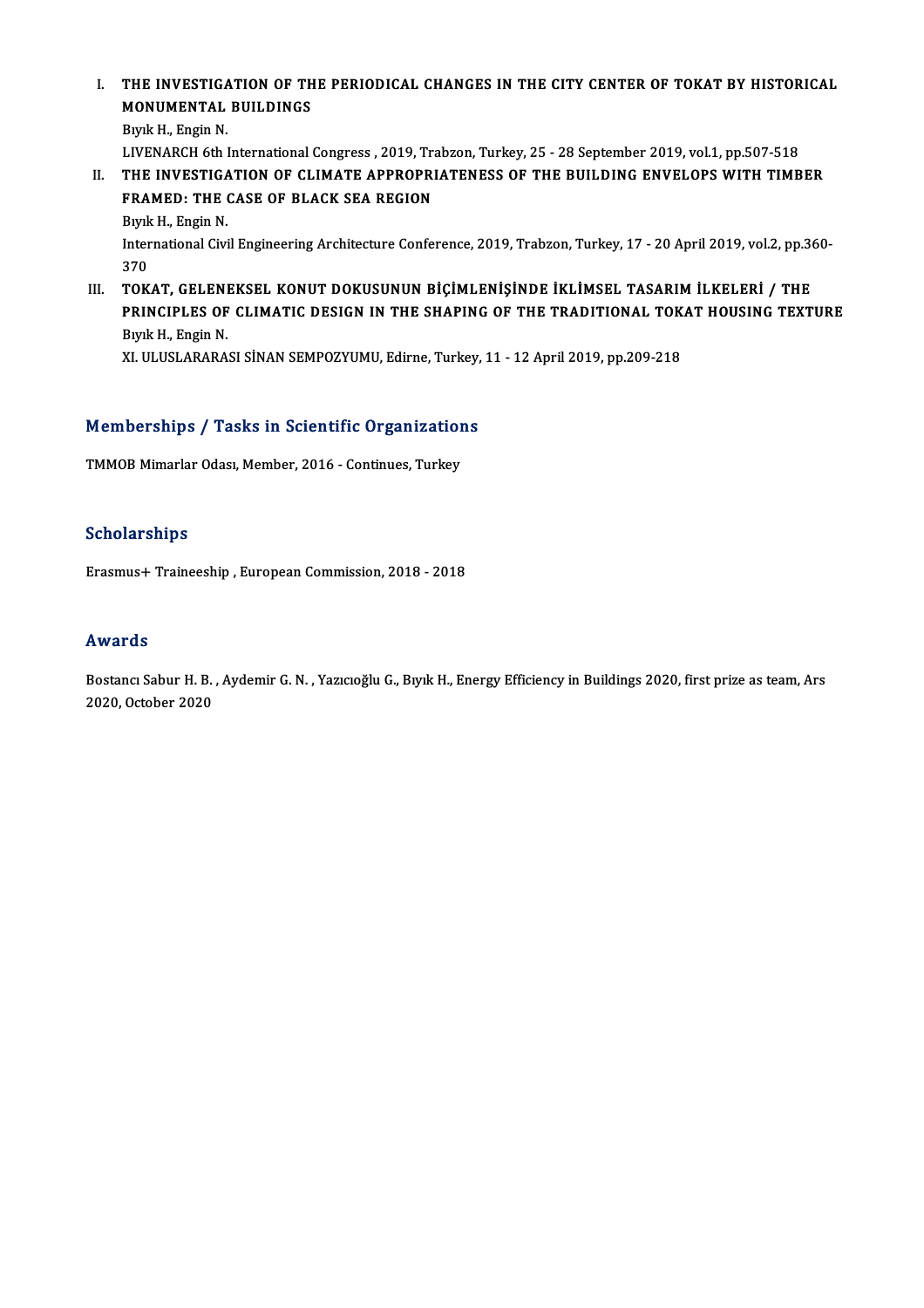I. **THE INVESTIGATION OF THE PERIODICAL CHANGES IN THE CITY CENTER OF TOKAT BY HISTORICAL MONUMENTAL BUILDINGS**
   Bıyık H., Engin N.
   LIVENARCH 6th International Congress , 2019, Trabzon, Turkey, 25 - 28 September 2019, vol.1, pp.507-518

II. **THE INVESTIGATION OF CLIMATE APPROPRIATENESS OF THE BUILDING ENVELOPS WITH TIMBER FRAMED: THE CASE OF BLACK SEA REGION**
   Bıyık H., Engin N.
   International Civil Engineering Architecture Conference, 2019, Trabzon, Turkey, 17 - 20 April 2019, vol.2, pp.360-370

III. **TOKAT, GELENEKSEL KONUT DOKUSUNUN BİÇİMLENİŞİNDE İKLİMSEL TASARIM İLKELERİ / THE PRINCIPLES OF CLIMATIC DESIGN IN THE SHAPING OF THE TRADITIONAL TOKAT HOUSING TEXTURE**
   Bıyık H., Engin N.
   XI. ULUSLARARASI SİNAN SEMPOZYUMU, Edirne, Turkey, 11 - 12 April 2019, pp.209-218

## Memberships / Tasks in Scientific Organizations

TMMOB Mimarlar Odası, Member, 2016 - Continues, Turkey

## Scholarships

Erasmus+ Traineeship , European Commission, 2018 - 2018

## Awards

Bostancı Sabur H. B. , Aydemir G. N. , Yazıcıoğlu G., Bıyık H., Energy Efficiency in Buildings 2020, first prize as team, Ars 2020, October 2020